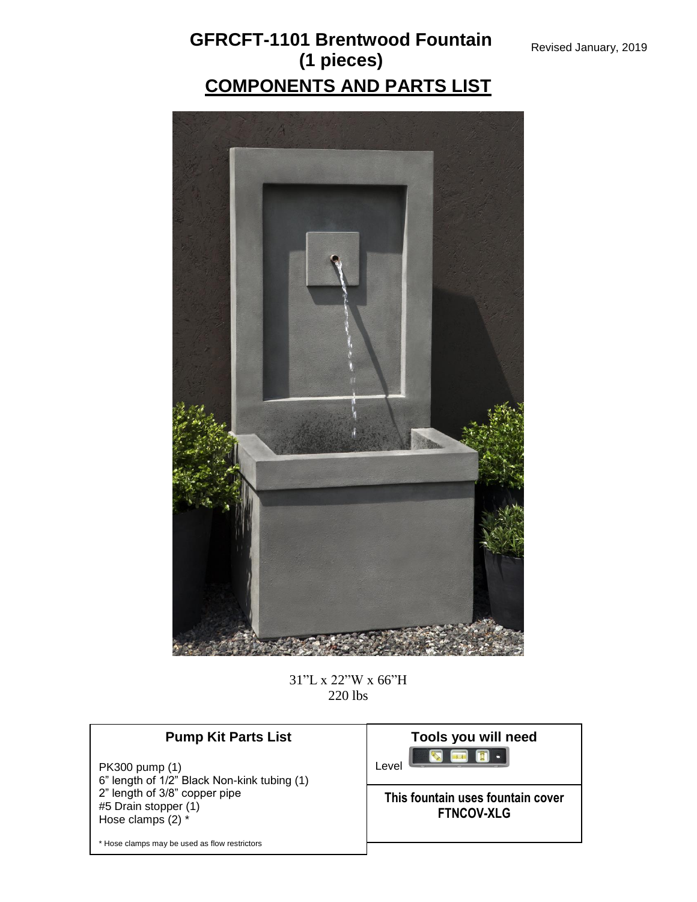# GFRCFT-1101 Brentwood Fountain (1 pieces)

Revised January, 2019

## COMPONENTS AND PARTS LIST

31"L x 22"W x 66"H
220 lbs

### Pump Kit Parts List

PK300 pump (1)
6" length of 1/2" Black Non-kink tubing (1)
2" length of 3/8" copper pipe
#5 Drain stopper (1)
Hose clamps (2) *

* Hose clamps may be used as flow restrictors

### Tools you will need

Level

**This fountain uses fountain cover FTNCOV-XLG**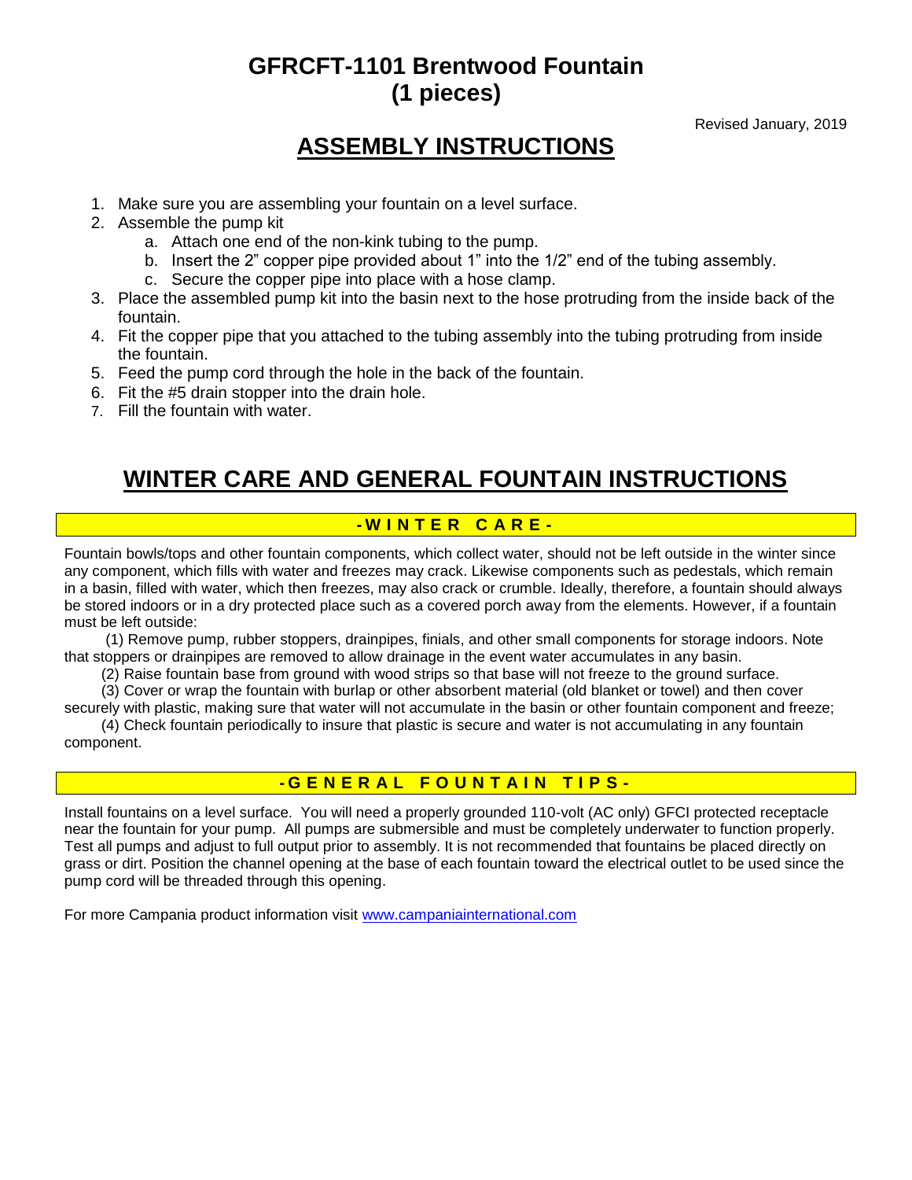# GFRCFT-1101 Brentwood Fountain
# (1 pieces)

Revised January, 2019

## ASSEMBLY INSTRUCTIONS

1. Make sure you are assembling your fountain on a level surface.
2. Assemble the pump kit
   a. Attach one end of the non-kink tubing to the pump.
   b. Insert the 2” copper pipe provided about 1” into the 1/2” end of the tubing assembly.
   c. Secure the copper pipe into place with a hose clamp.
3. Place the assembled pump kit into the basin next to the hose protruding from the inside back of the fountain.
4. Fit the copper pipe that you attached to the tubing assembly into the tubing protruding from inside the fountain.
5. Feed the pump cord through the hole in the back of the fountain.
6. Fit the #5 drain stopper into the drain hole.
7. Fill the fountain with water.

## WINTER CARE AND GENERAL FOUNTAIN INSTRUCTIONS

### -WINTER CARE-

Fountain bowls/tops and other fountain components, which collect water, should not be left outside in the winter since any component, which fills with water and freezes may crack. Likewise components such as pedestals, which remain in a basin, filled with water, which then freezes, may also crack or crumble. Ideally, therefore, a fountain should always be stored indoors or in a dry protected place such as a covered porch away from the elements. However, if a fountain must be left outside:

(1) Remove pump, rubber stoppers, drainpipes, finials, and other small components for storage indoors. Note that stoppers or drainpipes are removed to allow drainage in the event water accumulates in any basin.

(2) Raise fountain base from ground with wood strips so that base will not freeze to the ground surface.

(3) Cover or wrap the fountain with burlap or other absorbent material (old blanket or towel) and then cover securely with plastic, making sure that water will not accumulate in the basin or other fountain component and freeze;

(4) Check fountain periodically to insure that plastic is secure and water is not accumulating in any fountain component.

### -GENERAL FOUNTAIN TIPS-

Install fountains on a level surface. You will need a properly grounded 110-volt (AC only) GFCI protected receptacle near the fountain for your pump. All pumps are submersible and must be completely underwater to function properly. Test all pumps and adjust to full output prior to assembly. It is not recommended that fountains be placed directly on grass or dirt. Position the channel opening at the base of each fountain toward the electrical outlet to be used since the pump cord will be threaded through this opening.

For more Campania product information visit www.campaniainternational.com